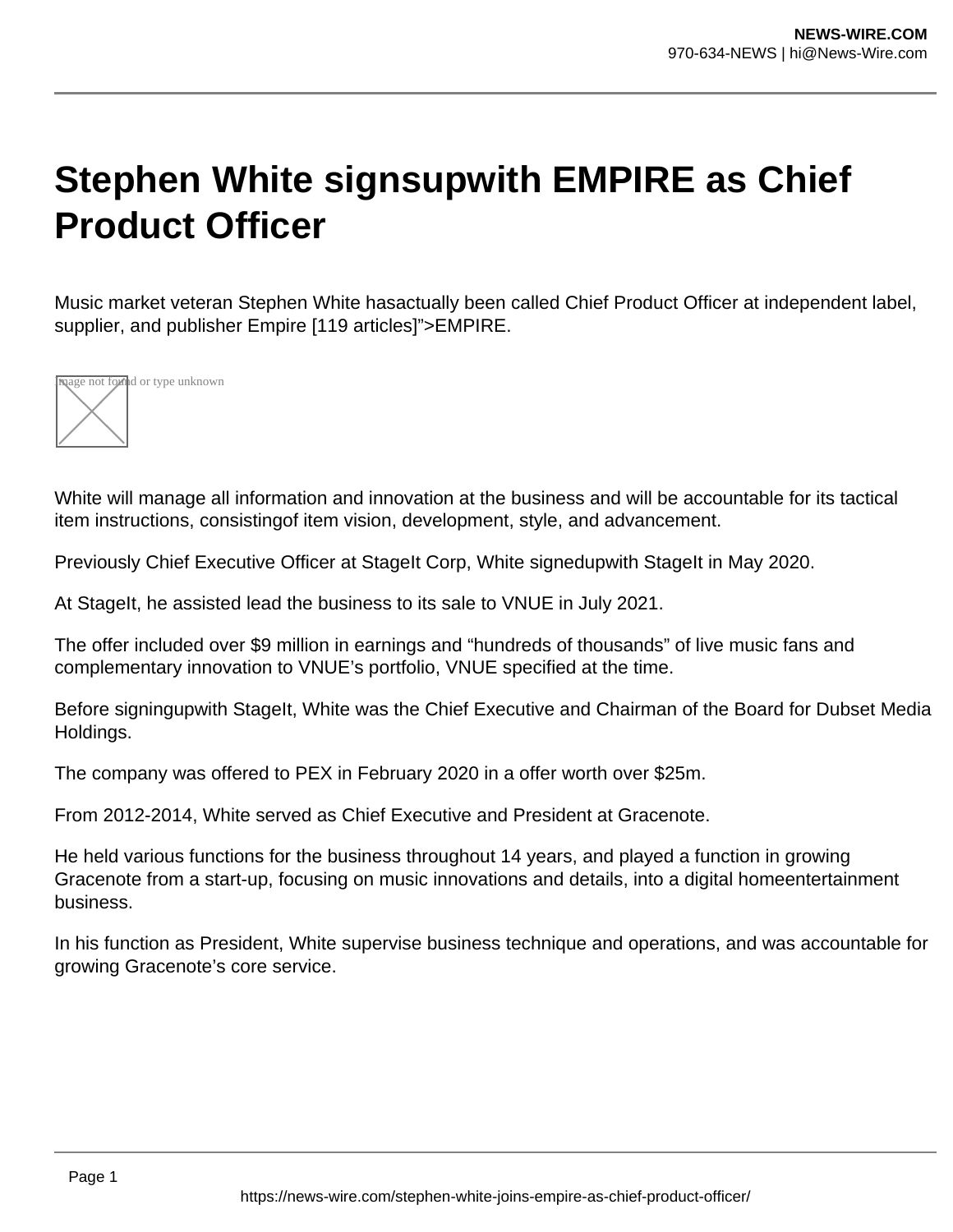# Stephen White signsupwith EMPIRE as Chief Product Officer

Music market veteran Stephen White hasactually been called Chief Product Officer at independent label, supplier, and publisher Empire [119 articles]">EMPIRE.

White will manage all information and innovation at the business and will be accountable for its tactical item instructions, consistingof item vision, development, style, and advancement.

Previously Chief Executive Officer at StageIt Corp, White signedupwith StageIt in May 2020.

At StageIt, he assisted lead the business to its sale to VNUE in July 2021.

The offer included over $9 million in earnings and "hundreds of thousands" of live music fans and complementary innovation to VNUE's portfolio, VNUE specified at the time.

Before signingupwith StageIt, White was the Chief Executive and Chairman of the Board for Dubset Media Holdings.

The company was offered to PEX in February 2020 in a offer worth over $25m.

From 2012-2014, White served as Chief Executive and President at Gracenote.

He held various functions for the business throughout 14 years, and played a function in growing Gracenote from a start-up, focusing on music innovations and details, into a digital homeentertainment business.

In his function as President, White supervise business technique and operations, and was accountable for growing Gracenote's core service.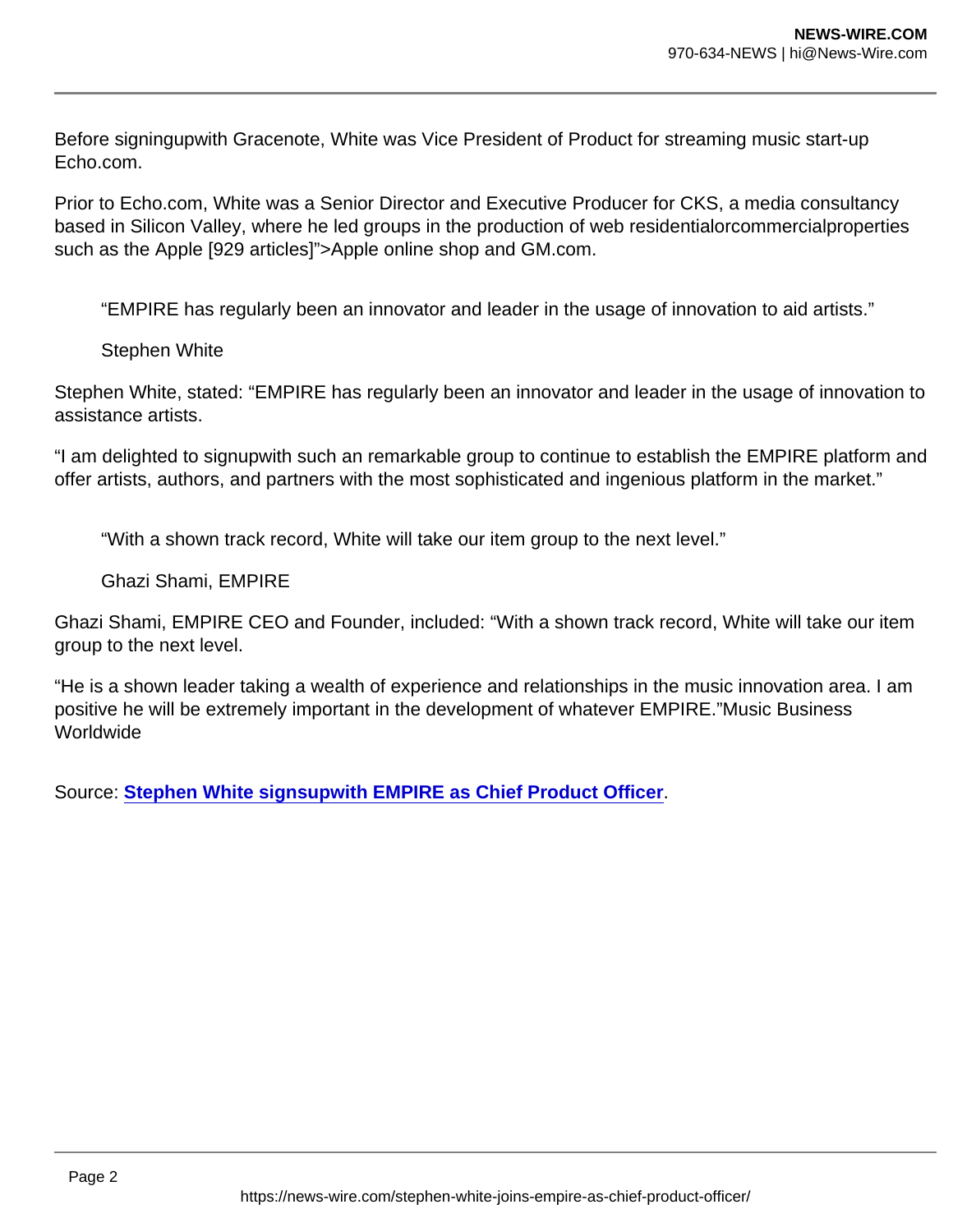Before signingupwith Gracenote, White was Vice President of Product for streaming music start-up Echo.com.

Prior to Echo.com, White was a Senior Director and Executive Producer for CKS, a media consultancy based in Silicon Valley, where he led groups in the production of web residentialorcommercialproperties such as the Apple [929 articles]">Apple online shop and GM.com.

> "EMPIRE has regularly been an innovator and leader in the usage of innovation to aid artists."
>
> Stephen White

Stephen White, stated: "EMPIRE has regularly been an innovator and leader in the usage of innovation to assistance artists.

"I am delighted to signupwith such an remarkable group to continue to establish the EMPIRE platform and offer artists, authors, and partners with the most sophisticated and ingenious platform in the market."

> "With a shown track record, White will take our item group to the next level."
>
> Ghazi Shami, EMPIRE

Ghazi Shami, EMPIRE CEO and Founder, included: "With a shown track record, White will take our item group to the next level.

"He is a shown leader taking a wealth of experience and relationships in the music innovation area. I am positive he will be extremely important in the development of whatever EMPIRE."Music Business Worldwide

Source: **[Stephen White signsupwith EMPIRE as Chief Product Officer](https://news-wire.com/stephen-white-joins-empire-as-chief-product-officer/)**.